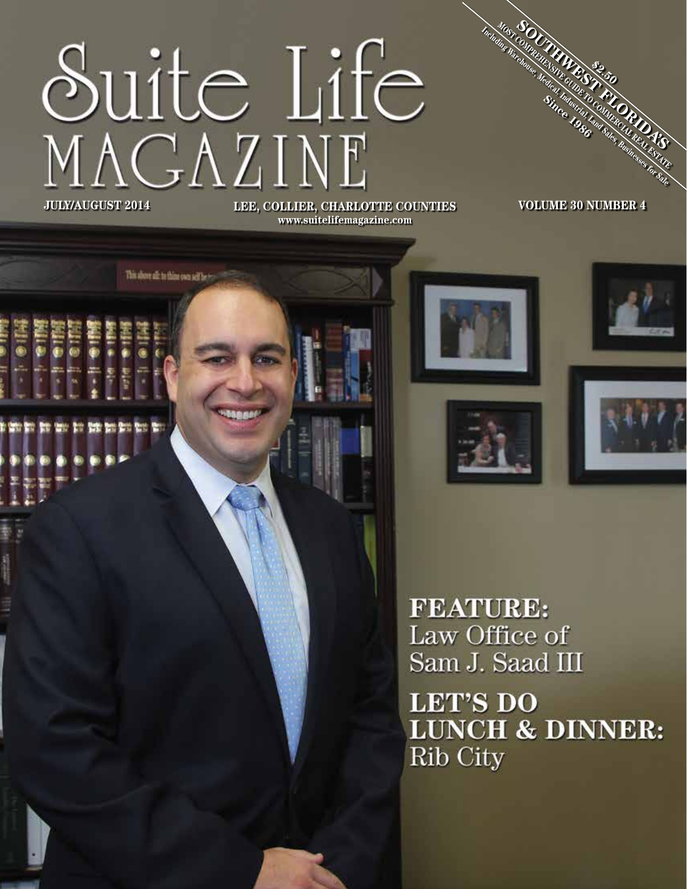# Suite Life MAGAZINE

**SOUTHWEST FLORIDA'S**
MOST COMPREHENSIVE GUIDE TO COMMERCIAL REAL ESTATE
Including Warehouse, Medical, Industrial, Land Sales, Businesses for Sale
**Since 1986**
**$2.50**

**JULY/AUGUST 2014** | **LEE, COLLIER, CHARLOTTE COUNTIES** | **VOLUME 30 NUMBER 4**

www.suitelifemagazine.com

## FEATURE:
Law Office of Sam J. Saad III

## LET'S DO LUNCH & DINNER:
Rib City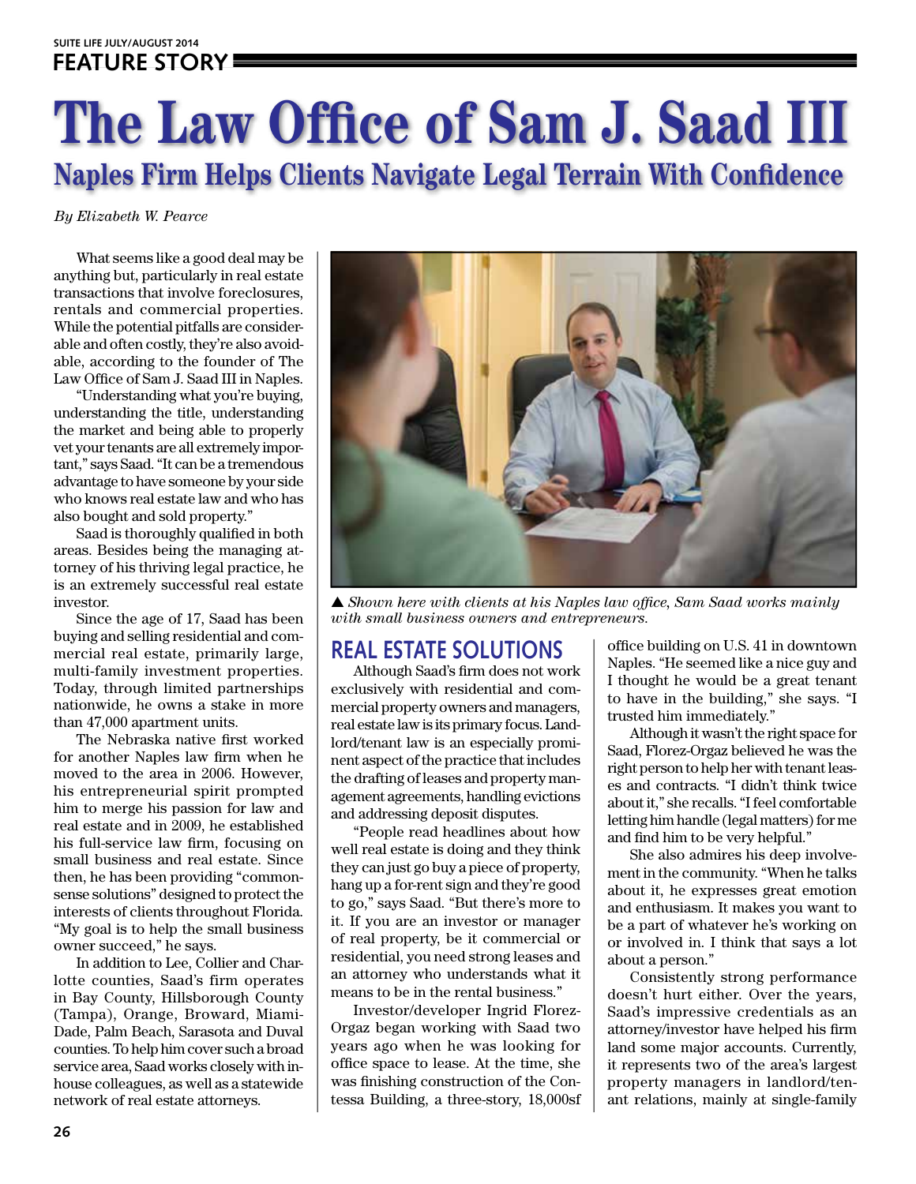# The Law Office of Sam J. Saad III

## Naples Firm Helps Clients Navigate Legal Terrain With Confidence

*By Elizabeth W. Pearce*

What seems like a good deal may be anything but, particularly in real estate transactions that involve foreclosures, rentals and commercial properties. While the potential pitfalls are considerable and often costly, they're also avoidable, according to the founder of The Law Office of Sam J. Saad III in Naples.

"Understanding what you're buying, understanding the title, understanding the market and being able to properly vet your tenants are all extremely important," says Saad. "It can be a tremendous advantage to have someone by your side who knows real estate law and who has also bought and sold property."

Saad is thoroughly qualified in both areas. Besides being the managing attorney of his thriving legal practice, he is an extremely successful real estate investor.

Since the age of 17, Saad has been buying and selling residential and commercial real estate, primarily large, multi-family investment properties. Today, through limited partnerships nationwide, he owns a stake in more than 47,000 apartment units.

The Nebraska native first worked for another Naples law firm when he moved to the area in 2006. However, his entrepreneurial spirit prompted him to merge his passion for law and real estate and in 2009, he established his full-service law firm, focusing on small business and real estate. Since then, he has been providing "common-sense solutions" designed to protect the interests of clients throughout Florida. "My goal is to help the small business owner succeed," he says.

In addition to Lee, Collier and Charlotte counties, Saad's firm operates in Bay County, Hillsborough County (Tampa), Orange, Broward, Miami-Dade, Palm Beach, Sarasota and Duval counties. To help him cover such a broad service area, Saad works closely with in-house colleagues, as well as a statewide network of real estate attorneys.

▲ *Shown here with clients at his Naples law office, Sam Saad works mainly with small business owners and entrepreneurs.*

### REAL ESTATE SOLUTIONS

Although Saad's firm does not work exclusively with residential and commercial property owners and managers, real estate law is its primary focus. Landlord/tenant law is an especially prominent aspect of the practice that includes the drafting of leases and property management agreements, handling evictions and addressing deposit disputes.

"People read headlines about how well real estate is doing and they think they can just go buy a piece of property, hang up a for-rent sign and they're good to go," says Saad. "But there's more to it. If you are an investor or manager of real property, be it commercial or residential, you need strong leases and an attorney who understands what it means to be in the rental business."

Investor/developer Ingrid Florez-Orgaz began working with Saad two years ago when he was looking for office space to lease. At the time, she was finishing construction of the Contessa Building, a three-story, 18,000sf office building on U.S. 41 in downtown Naples. "He seemed like a nice guy and I thought he would be a great tenant to have in the building," she says. "I trusted him immediately."

Although it wasn't the right space for Saad, Florez-Orgaz believed he was the right person to help her with tenant leases and contracts. "I didn't think twice about it," she recalls. "I feel comfortable letting him handle (legal matters) for me and find him to be very helpful."

She also admires his deep involvement in the community. "When he talks about it, he expresses great emotion and enthusiasm. It makes you want to be a part of whatever he's working on or involved in. I think that says a lot about a person."

Consistently strong performance doesn't hurt either. Over the years, Saad's impressive credentials as an attorney/investor have helped his firm land some major accounts. Currently, it represents two of the area's largest property managers in landlord/tenant relations, mainly at single-family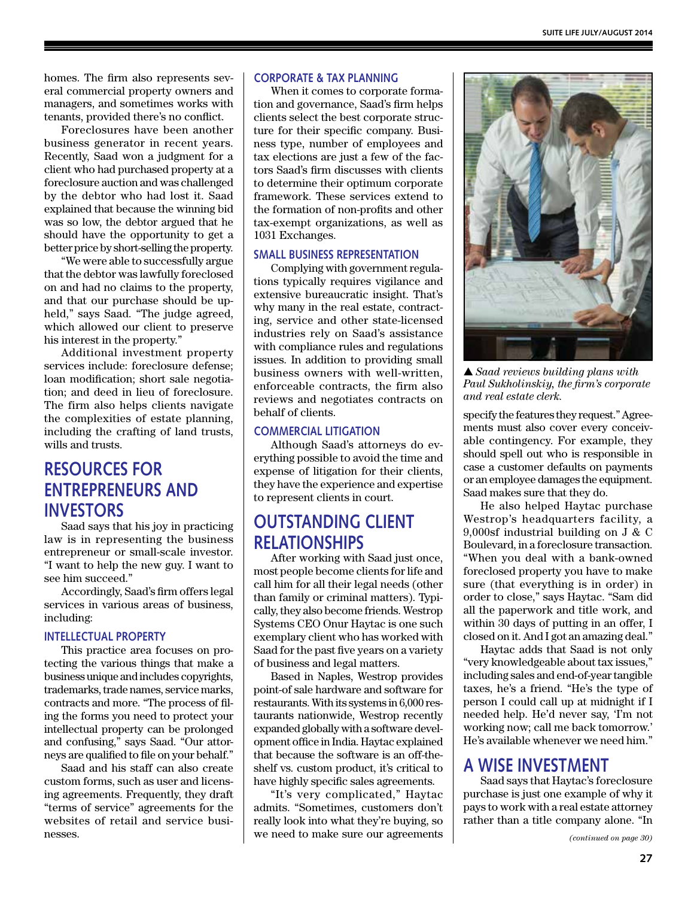homes. The firm also represents several commercial property owners and managers, and sometimes works with tenants, provided there's no conflict.

Foreclosures have been another business generator in recent years. Recently, Saad won a judgment for a client who had purchased property at a foreclosure auction and was challenged by the debtor who had lost it. Saad explained that because the winning bid was so low, the debtor argued that he should have the opportunity to get a better price by short-selling the property.

"We were able to successfully argue that the debtor was lawfully foreclosed on and had no claims to the property, and that our purchase should be upheld," says Saad. "The judge agreed, which allowed our client to preserve his interest in the property."

Additional investment property services include: foreclosure defense; loan modification; short sale negotiation; and deed in lieu of foreclosure. The firm also helps clients navigate the complexities of estate planning, including the crafting of land trusts, wills and trusts.

## RESOURCES FOR ENTREPRENEURS AND INVESTORS

Saad says that his joy in practicing law is in representing the business entrepreneur or small-scale investor. "I want to help the new guy. I want to see him succeed."

Accordingly, Saad's firm offers legal services in various areas of business, including:

### INTELLECTUAL PROPERTY

This practice area focuses on protecting the various things that make a business unique and includes copyrights, trademarks, trade names, service marks, contracts and more. "The process of filing the forms you need to protect your intellectual property can be prolonged and confusing," says Saad. "Our attorneys are qualified to file on your behalf."

Saad and his staff can also create custom forms, such as user and licensing agreements. Frequently, they draft "terms of service" agreements for the websites of retail and service businesses.

### CORPORATE & TAX PLANNING

When it comes to corporate formation and governance, Saad's firm helps clients select the best corporate structure for their specific company. Business type, number of employees and tax elections are just a few of the factors Saad's firm discusses with clients to determine their optimum corporate framework. These services extend to the formation of non-profits and other tax-exempt organizations, as well as 1031 Exchanges.

### SMALL BUSINESS REPRESENTATION

Complying with government regulations typically requires vigilance and extensive bureaucratic insight. That's why many in the real estate, contracting, service and other state-licensed industries rely on Saad's assistance with compliance rules and regulations issues. In addition to providing small business owners with well-written, enforceable contracts, the firm also reviews and negotiates contracts on behalf of clients.

### COMMERCIAL LITIGATION

Although Saad's attorneys do everything possible to avoid the time and expense of litigation for their clients, they have the experience and expertise to represent clients in court.

## OUTSTANDING CLIENT RELATIONSHIPS

After working with Saad just once, most people become clients for life and call him for all their legal needs (other than family or criminal matters). Typically, they also become friends. Westrop Systems CEO Onur Haytac is one such exemplary client who has worked with Saad for the past five years on a variety of business and legal matters.

Based in Naples, Westrop provides point-of sale hardware and software for restaurants. With its systems in 6,000 restaurants nationwide, Westrop recently expanded globally with a software development office in India. Haytac explained that because the software is an off-the-shelf vs. custom product, it's critical to have highly specific sales agreements.

"It's very complicated," Haytac admits. "Sometimes, customers don't really look into what they're buying, so we need to make sure our agreements specify the features they request." Agreements must also cover every conceivable contingency. For example, they should spell out who is responsible in case a customer defaults on payments or an employee damages the equipment. Saad makes sure that they do.

▲ *Saad reviews building plans with Paul Sukholinskiy, the firm's corporate and real estate clerk.*

He also helped Haytac purchase Westrop's headquarters facility, a 9,000sf industrial building on J & C Boulevard, in a foreclosure transaction. "When you deal with a bank-owned foreclosed property you have to make sure (that everything is in order) in order to close," says Haytac. "Sam did all the paperwork and title work, and within 30 days of putting in an offer, I closed on it. And I got an amazing deal."

Haytac adds that Saad is not only "very knowledgeable about tax issues," including sales and end-of-year tangible taxes, he's a friend. "He's the type of person I could call up at midnight if I needed help. He'd never say, 'I'm not working now; call me back tomorrow.' He's available whenever we need him."

## A WISE INVESTMENT

Saad says that Haytac's foreclosure purchase is just one example of why it pays to work with a real estate attorney rather than a title company alone. "In

*(continued on page 30)*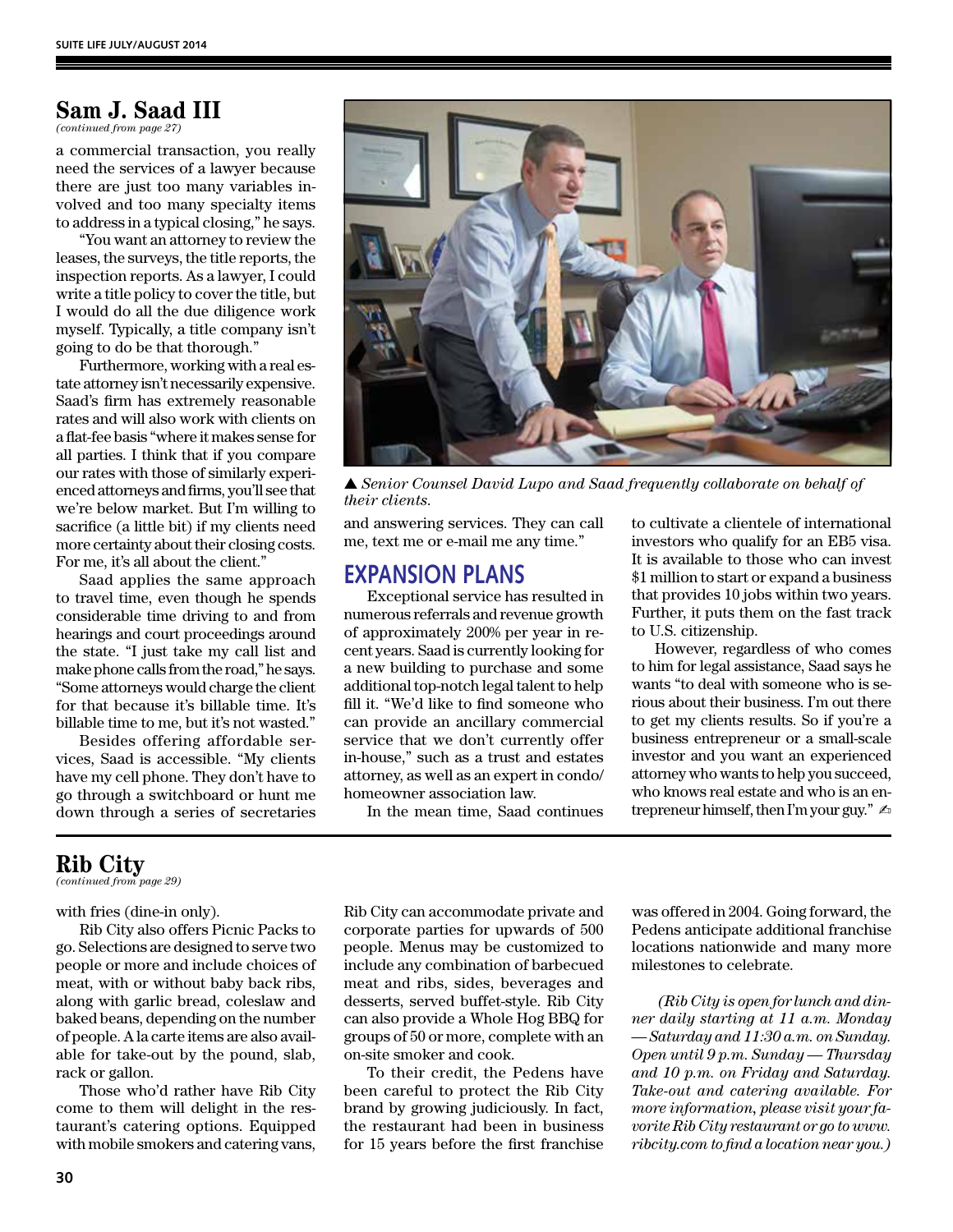## Sam J. Saad III

*(continued from page 27)*

a commercial transaction, you really need the services of a lawyer because there are just too many variables involved and too many specialty items to address in a typical closing," he says.

"You want an attorney to review the leases, the surveys, the title reports, the inspection reports. As a lawyer, I could write a title policy to cover the title, but I would do all the due diligence work myself. Typically, a title company isn't going to do be that thorough."

Furthermore, working with a real estate attorney isn't necessarily expensive. Saad's firm has extremely reasonable rates and will also work with clients on a flat-fee basis "where it makes sense for all parties. I think that if you compare our rates with those of similarly experienced attorneys and firms, you'll see that we're below market. But I'm willing to sacrifice (a little bit) if my clients need more certainty about their closing costs. For me, it's all about the client."

Saad applies the same approach to travel time, even though he spends considerable time driving to and from hearings and court proceedings around the state. "I just take my call list and make phone calls from the road," he says. "Some attorneys would charge the client for that because it's billable time. It's billable time to me, but it's not wasted."

Besides offering affordable services, Saad is accessible. "My clients have my cell phone. They don't have to go through a switchboard or hunt me down through a series of secretaries and answering services. They can call me, text me or e-mail me any time."

▲ *Senior Counsel David Lupo and Saad frequently collaborate on behalf of their clients.*

### EXPANSION PLANS

Exceptional service has resulted in numerous referrals and revenue growth of approximately 200% per year in recent years. Saad is currently looking for a new building to purchase and some additional top-notch legal talent to help fill it. "We'd like to find someone who can provide an ancillary commercial service that we don't currently offer in-house," such as a trust and estates attorney, as well as an expert in condo/homeowner association law.

In the mean time, Saad continues to cultivate a clientele of international investors who qualify for an EB5 visa. It is available to those who can invest $1 million to start or expand a business that provides 10 jobs within two years. Further, it puts them on the fast track to U.S. citizenship.

However, regardless of who comes to him for legal assistance, Saad says he wants "to deal with someone who is serious about their business. I'm out there to get my clients results. So if you're a business entrepreneur or a small-scale investor and you want an experienced attorney who wants to help you succeed, who knows real estate and who is an entrepreneur himself, then I'm your guy." ✍

## Rib City

*(continued from page 29)*

with fries (dine-in only).

Rib City also offers Picnic Packs to go. Selections are designed to serve two people or more and include choices of meat, with or without baby back ribs, along with garlic bread, coleslaw and baked beans, depending on the number of people. A la carte items are also available for take-out by the pound, slab, rack or gallon.

Those who'd rather have Rib City come to them will delight in the restaurant's catering options. Equipped with mobile smokers and catering vans, Rib City can accommodate private and corporate parties for upwards of 500 people. Menus may be customized to include any combination of barbecued meat and ribs, sides, beverages and desserts, served buffet-style. Rib City can also provide a Whole Hog BBQ for groups of 50 or more, complete with an on-site smoker and cook.

To their credit, the Pedens have been careful to protect the Rib City brand by growing judiciously. In fact, the restaurant had been in business for 15 years before the first franchise was offered in 2004. Going forward, the Pedens anticipate additional franchise locations nationwide and many more milestones to celebrate.

*(Rib City is open for lunch and dinner daily starting at 11 a.m. Monday — Saturday and 11:30 a.m. on Sunday. Open until 9 p.m. Sunday — Thursday and 10 p.m. on Friday and Saturday. Take-out and catering available. For more information, please visit your favorite Rib City restaurant or go to www.ribcity.com to find a location near you.)*